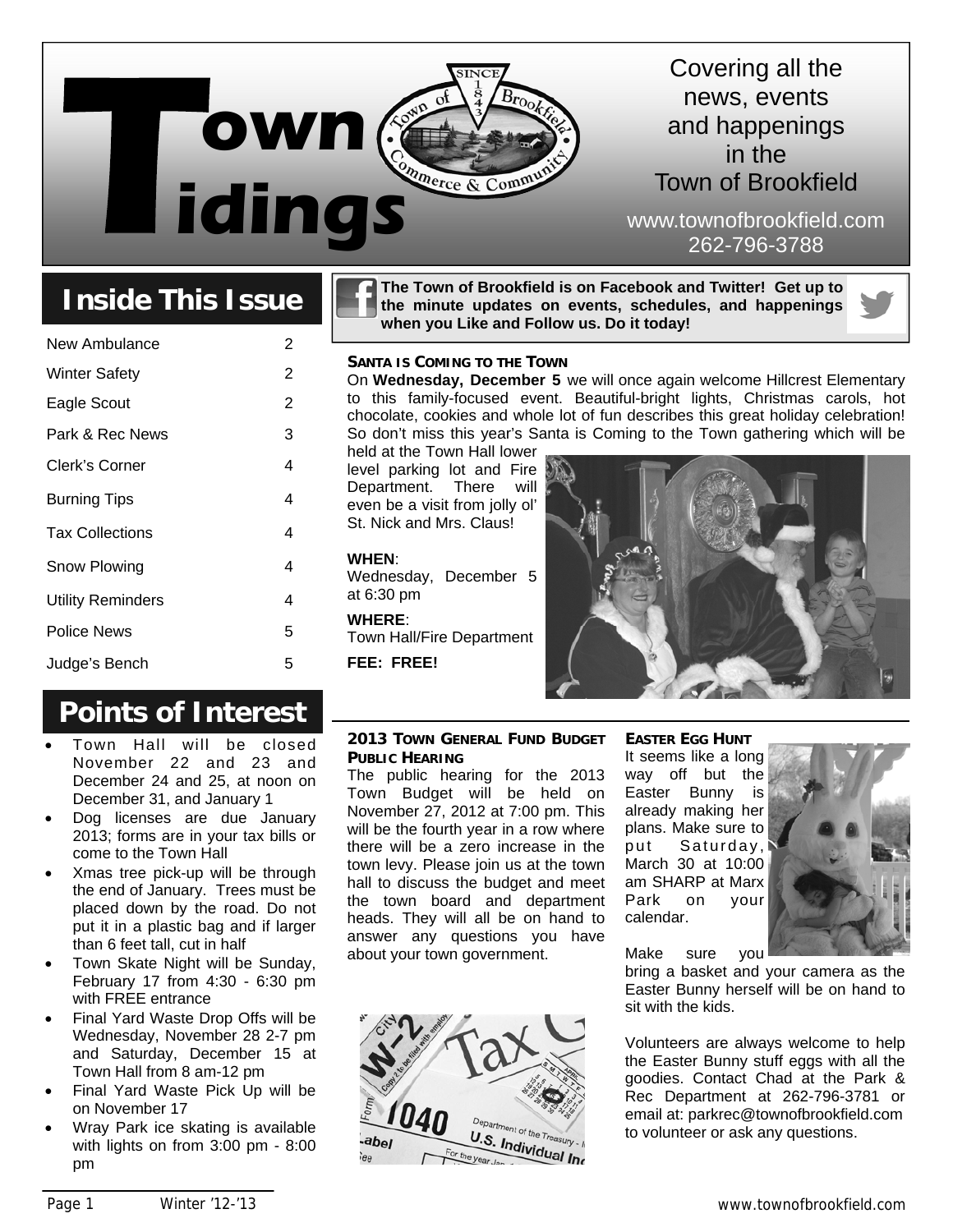# Town Tidings

Covering all the news, events and happenings in the Town of Brookfield

www.townofbrookfield.com
262-796-3788

## Inside This Issue

| | |
|---|---|
| New Ambulance | 2 |
| Winter Safety | 2 |
| Eagle Scout | 2 |
| Park & Rec News | 3 |
| Clerk's Corner | 4 |
| Burning Tips | 4 |
| Tax Collections | 4 |
| Snow Plowing | 4 |
| Utility Reminders | 4 |
| Police News | 5 |
| Judge's Bench | 5 |

## Points of Interest

- Town Hall will be closed November 22 and 23 and December 24 and 25, at noon on December 31, and January 1
- Dog licenses are due January 2013; forms are in your tax bills or come to the Town Hall
- Xmas tree pick-up will be through the end of January. Trees must be placed down by the road. Do not put it in a plastic bag and if larger than 6 feet tall, cut in half
- Town Skate Night will be Sunday, February 17 from 4:30 - 6:30 pm with FREE entrance
- Final Yard Waste Drop Offs will be Wednesday, November 28 2-7 pm and Saturday, December 15 at Town Hall from 8 am-12 pm
- Final Yard Waste Pick Up will be on November 17
- Wray Park ice skating is available with lights on from 3:00 pm - 8:00 pm

**The Town of Brookfield is on Facebook and Twitter! Get up to the minute updates on events, schedules, and happenings when you Like and Follow us. Do it today!**

### SANTA IS COMING TO THE TOWN

On **Wednesday, December 5** we will once again welcome Hillcrest Elementary to this family-focused event. Beautiful-bright lights, Christmas carols, hot chocolate, cookies and whole lot of fun describes this great holiday celebration! So don't miss this year's Santa is Coming to the Town gathering which will be held at the Town Hall lower level parking lot and Fire Department. There will even be a visit from jolly ol' St. Nick and Mrs. Claus!

**WHEN**:
Wednesday, December 5 at 6:30 pm

**WHERE**:
Town Hall/Fire Department

**FEE: FREE!**

### 2013 TOWN GENERAL FUND BUDGET PUBLIC HEARING

The public hearing for the 2013 Town Budget will be held on November 27, 2012 at 7:00 pm. This will be the fourth year in a row where there will be a zero increase in the town levy. Please join us at the town hall to discuss the budget and meet the town board and department heads. They will all be on hand to answer any questions you have about your town government.

### EASTER EGG HUNT

It seems like a long way off but the Easter Bunny is already making her plans. Make sure to put Saturday, March 30 at 10:00 am SHARP at Marx Park on your calendar.

Make sure you bring a basket and your camera as the Easter Bunny herself will be on hand to sit with the kids.

Volunteers are always welcome to help the Easter Bunny stuff eggs with all the goodies. Contact Chad at the Park & Rec Department at 262-796-3781 or email at: parkrec@townofbrookfield.com to volunteer or ask any questions.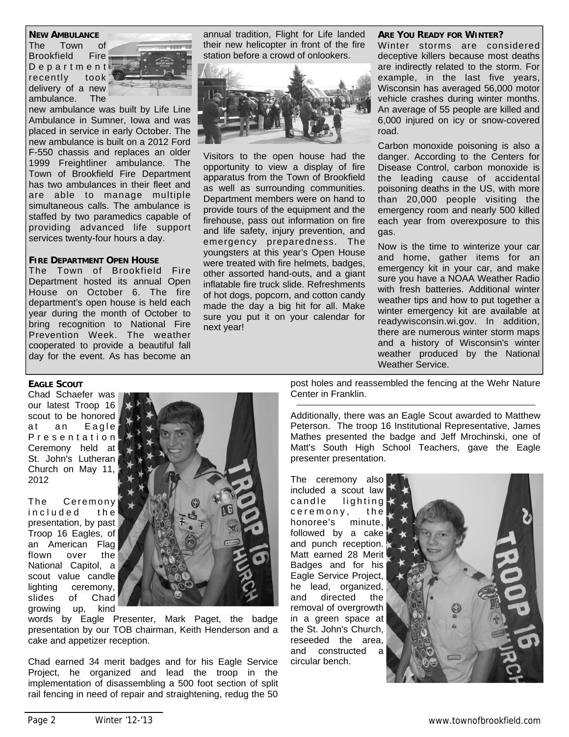### NEW AMBULANCE

The Town of Brookfield Fire Department recently took delivery of a new ambulance. The new ambulance was built by Life Line Ambulance in Sumner, Iowa and was placed in service in early October. The new ambulance is built on a 2012 Ford F-550 chassis and replaces an older 1999 Freightliner ambulance. The Town of Brookfield Fire Department has two ambulances in their fleet and are able to manage multiple simultaneous calls. The ambulance is staffed by two paramedics capable of providing advanced life support services twenty-four hours a day.

### FIRE DEPARTMENT OPEN HOUSE

The Town of Brookfield Fire Department hosted its annual Open House on October 6. The fire department's open house is held each year during the month of October to bring recognition to National Fire Prevention Week. The weather cooperated to provide a beautiful fall day for the event. As has become an annual tradition, Flight for Life landed their new helicopter in front of the fire station before a crowd of onlookers.

Visitors to the open house had the opportunity to view a display of fire apparatus from the Town of Brookfield as well as surrounding communities. Department members were on hand to provide tours of the equipment and the firehouse, pass out information on fire and life safety, injury prevention, and emergency preparedness. The youngsters at this year's Open House were treated with fire helmets, badges, other assorted hand-outs, and a giant inflatable fire truck slide. Refreshments of hot dogs, popcorn, and cotton candy made the day a big hit for all. Make sure you put it on your calendar for next year!

### ARE YOU READY FOR WINTER?

Winter storms are considered deceptive killers because most deaths are indirectly related to the storm. For example, in the last five years, Wisconsin has averaged 56,000 motor vehicle crashes during winter months. An average of 55 people are killed and 6,000 injured on icy or snow-covered road.

Carbon monoxide poisoning is also a danger. According to the Centers for Disease Control, carbon monoxide is the leading cause of accidental poisoning deaths in the US, with more than 20,000 people visiting the emergency room and nearly 500 killed each year from overexposure to this gas.

Now is the time to winterize your car and home, gather items for an emergency kit in your car, and make sure you have a NOAA Weather Radio with fresh batteries. Additional winter weather tips and how to put together a winter emergency kit are available at readywisconsin.wi.gov. In addition, there are numerous winter storm maps and a history of Wisconsin's winter weather produced by the National Weather Service.

### EAGLE SCOUT

Chad Schaefer was our latest Troop 16 scout to be honored at an Eagle Presentation Ceremony held at St. John's Lutheran Church on May 11, 2012

The Ceremony included the presentation, by past Troop 16 Eagles, of an American Flag flown over the National Capitol, a scout value candle lighting ceremony, slides of Chad growing up, kind words by Eagle Presenter, Mark Paget, the badge presentation by our TOB chairman, Keith Henderson and a cake and appetizer reception.

Chad earned 34 merit badges and for his Eagle Service Project, he organized and lead the troop in the implementation of disassembling a 500 foot section of split rail fencing in need of repair and straightening, redug the 50 post holes and reassembled the fencing at the Wehr Nature Center in Franklin.

---

Additionally, there was an Eagle Scout awarded to Matthew Peterson. The troop 16 Institutional Representative, James Mathes presented the badge and Jeff Mrochinski, one of Matt's South High School Teachers, gave the Eagle presenter presentation.

The ceremony also included a scout law candle lighting ceremony, the honoree's minute, followed by a cake and punch reception. Matt earned 28 Merit Badges and for his Eagle Service Project, he lead, organized, and directed the removal of overgrowth in a green space at the St. John's Church, reseeded the area, and constructed a circular bench.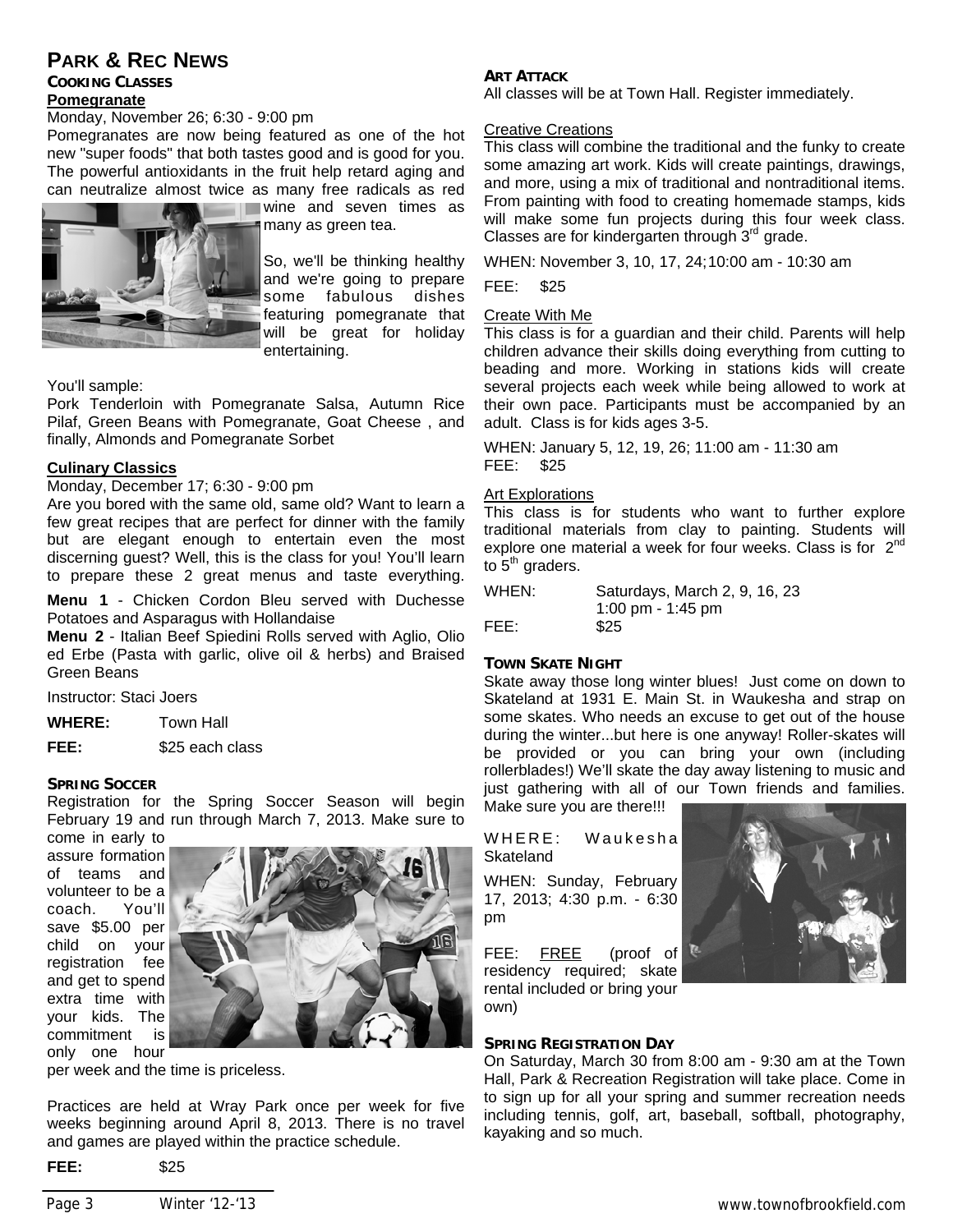# PARK & REC NEWS

## COOKING CLASSES

**Pomegranate**

Monday, November 26; 6:30 - 9:00 pm

Pomegranates are now being featured as one of the hot new "super foods" that both tastes good and is good for you. The powerful antioxidants in the fruit help retard aging and can neutralize almost twice as many free radicals as red wine and seven times as many as green tea.

So, we'll be thinking healthy and we're going to prepare some fabulous dishes featuring pomegranate that will be great for holiday entertaining.

You'll sample:

Pork Tenderloin with Pomegranate Salsa, Autumn Rice Pilaf, Green Beans with Pomegranate, Goat Cheese , and finally, Almonds and Pomegranate Sorbet

**Culinary Classics**

Monday, December 17; 6:30 - 9:00 pm

Are you bored with the same old, same old? Want to learn a few great recipes that are perfect for dinner with the family but are elegant enough to entertain even the most discerning guest? Well, this is the class for you! You'll learn to prepare these 2 great menus and taste everything.

**Menu 1** - Chicken Cordon Bleu served with Duchesse Potatoes and Asparagus with Hollandaise

**Menu 2** - Italian Beef Spiedini Rolls served with Aglio, Olio ed Erbe (Pasta with garlic, olive oil & herbs) and Braised Green Beans

Instructor: Staci Joers

**WHERE:** Town Hall

**FEE:** $25 each class

## SPRING SOCCER

Registration for the Spring Soccer Season will begin February 19 and run through March 7, 2013. Make sure to come in early to assure formation of teams and volunteer to be a coach. You'll save $5.00 per child on your registration fee and get to spend extra time with your kids. The commitment is only one hour per week and the time is priceless.

Practices are held at Wray Park once per week for five weeks beginning around April 8, 2013. There is no travel and games are played within the practice schedule.

**FEE:** $25

## ART ATTACK

All classes will be at Town Hall. Register immediately.

Creative Creations

This class will combine the traditional and the funky to create some amazing art work. Kids will create paintings, drawings, and more, using a mix of traditional and nontraditional items. From painting with food to creating homemade stamps, kids will make some fun projects during this four week class. Classes are for kindergarten through 3rd grade.

WHEN: November 3, 10, 17, 24;10:00 am - 10:30 am

FEE: $25

Create With Me

This class is for a guardian and their child. Parents will help children advance their skills doing everything from cutting to beading and more. Working in stations kids will create several projects each week while being allowed to work at their own pace. Participants must be accompanied by an adult. Class is for kids ages 3-5.

WHEN: January 5, 12, 19, 26; 11:00 am - 11:30 am

FEE: $25

Art Explorations

This class is for students who want to further explore traditional materials from clay to painting. Students will explore one material a week for four weeks. Class is for 2nd to 5th graders.

WHEN: Saturdays, March 2, 9, 16, 23
1:00 pm - 1:45 pm

FEE: $25

## TOWN SKATE NIGHT

Skate away those long winter blues! Just come on down to Skateland at 1931 E. Main St. in Waukesha and strap on some skates. Who needs an excuse to get out of the house during the winter...but here is one anyway! Roller-skates will be provided or you can bring your own (including rollerblades!) We'll skate the day away listening to music and just gathering with all of our Town friends and families. Make sure you are there!!!

WHERE: Waukesha Skateland

WHEN: Sunday, February 17, 2013; 4:30 p.m. - 6:30 pm

FEE: FREE (proof of residency required; skate rental included or bring your own)

## SPRING REGISTRATION DAY

On Saturday, March 30 from 8:00 am - 9:30 am at the Town Hall, Park & Recreation Registration will take place. Come in to sign up for all your spring and summer recreation needs including tennis, golf, art, baseball, softball, photography, kayaking and so much.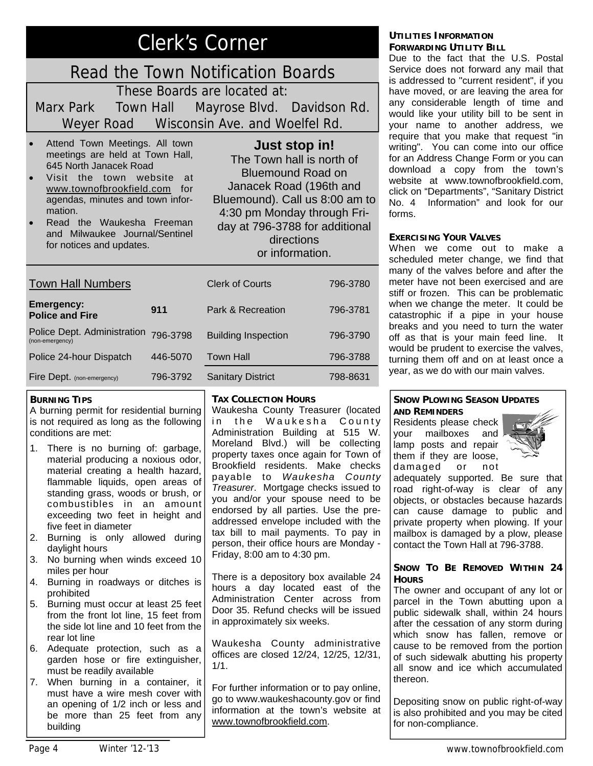# Clerk's Corner

## Read the Town Notification Boards

These Boards are located at:

Marx Park   Town Hall   Mayrose Blvd.   Davidson Rd.

Weyer Road   Wisconsin Ave. and Woelfel Rd.

- Attend Town Meetings. All town meetings are held at Town Hall, 645 North Janacek Road
- Visit the town website at www.townofbrookfield.com for agendas, minutes and town information.
- Read the Waukesha Freeman and Milwaukee Journal/Sentinel for notices and updates.

**Just stop in!**

The Town hall is north of Bluemound Road on Janacek Road (196th and Bluemound). Call us 8:00 am to 4:30 pm Monday through Friday at 796-3788 for additional directions or information.

| Town Hall Numbers | | | |
|---|---|---|---|
| **Emergency: Police and Fire** | **911** | Clerk of Courts | 796-3780 |
| Police Dept. Administration (non-emergency) | 796-3798 | Park & Recreation | 796-3781 |
| Police 24-hour Dispatch | 446-5070 | Building Inspection | 796-3790 |
| Fire Dept. (non-emergency) | 796-3792 | Town Hall | 796-3788 |
| | | Sanitary District | 798-8631 |

### Burning Tips

A burning permit for residential burning is not required as long as the following conditions are met:

1. There is no burning of: garbage, material producing a noxious odor, material creating a health hazard, flammable liquids, open areas of standing grass, woods or brush, or combustibles in an amount exceeding two feet in height and five feet in diameter
2. Burning is only allowed during daylight hours
3. No burning when winds exceed 10 miles per hour
4. Burning in roadways or ditches is prohibited
5. Burning must occur at least 25 feet from the front lot line, 15 feet from the side lot line and 10 feet from the rear lot line
6. Adequate protection, such as a garden hose or fire extinguisher, must be readily available
7. When burning in a container, it must have a wire mesh cover with an opening of 1/2 inch or less and be more than 25 feet from any building

### Tax Collection Hours

Waukesha County Treasurer (located in the Waukesha County Administration Building at 515 W. Moreland Blvd.) will be collecting property taxes once again for Town of Brookfield residents. Make checks payable to *Waukesha County Treasurer*. Mortgage checks issued to you and/or your spouse need to be endorsed by all parties. Use the pre-addressed envelope included with the tax bill to mail payments. To pay in person, their office hours are Monday - Friday, 8:00 am to 4:30 pm.

There is a depository box available 24 hours a day located east of the Administration Center across from Door 35. Refund checks will be issued in approximately six weeks.

Waukesha County administrative offices are closed 12/24, 12/25, 12/31, 1/1.

For further information or to pay online, go to www.waukeshacounty.gov or find information at the town's website at www.townofbrookfield.com.

### Utilities Information

### Forwarding Utility Bill

Due to the fact that the U.S. Postal Service does not forward any mail that is addressed to "current resident", if you have moved, or are leaving the area for any considerable length of time and would like your utility bill to be sent in your name to another address, we require that you make that request "in writing". You can come into our office for an Address Change Form or you can download a copy from the town's website at www.townofbrookfield.com, click on "Departments", "Sanitary District No. 4 Information" and look for our forms.

### Exercising Your Valves

When we come out to make a scheduled meter change, we find that many of the valves before and after the meter have not been exercised and are stiff or frozen. This can be problematic when we change the meter. It could be catastrophic if a pipe in your house breaks and you need to turn the water off as that is your main feed line. It would be prudent to exercise the valves, turning them off and on at least once a year, as we do with our main valves.

### Snow Plowing Season Updates and Reminders

Residents please check your mailboxes and lamp posts and repair them if they are loose, damaged or not adequately supported. Be sure that road right-of-way is clear of any objects, or obstacles because hazards can cause damage to public and private property when plowing. If your mailbox is damaged by a plow, please contact the Town Hall at 796-3788.

### Snow To Be Removed Within 24 Hours

The owner and occupant of any lot or parcel in the Town abutting upon a public sidewalk shall, within 24 hours after the cessation of any storm during which snow has fallen, remove or cause to be removed from the portion of such sidewalk abutting his property all snow and ice which accumulated thereon.

Depositing snow on public right-of-way is also prohibited and you may be cited for non-compliance.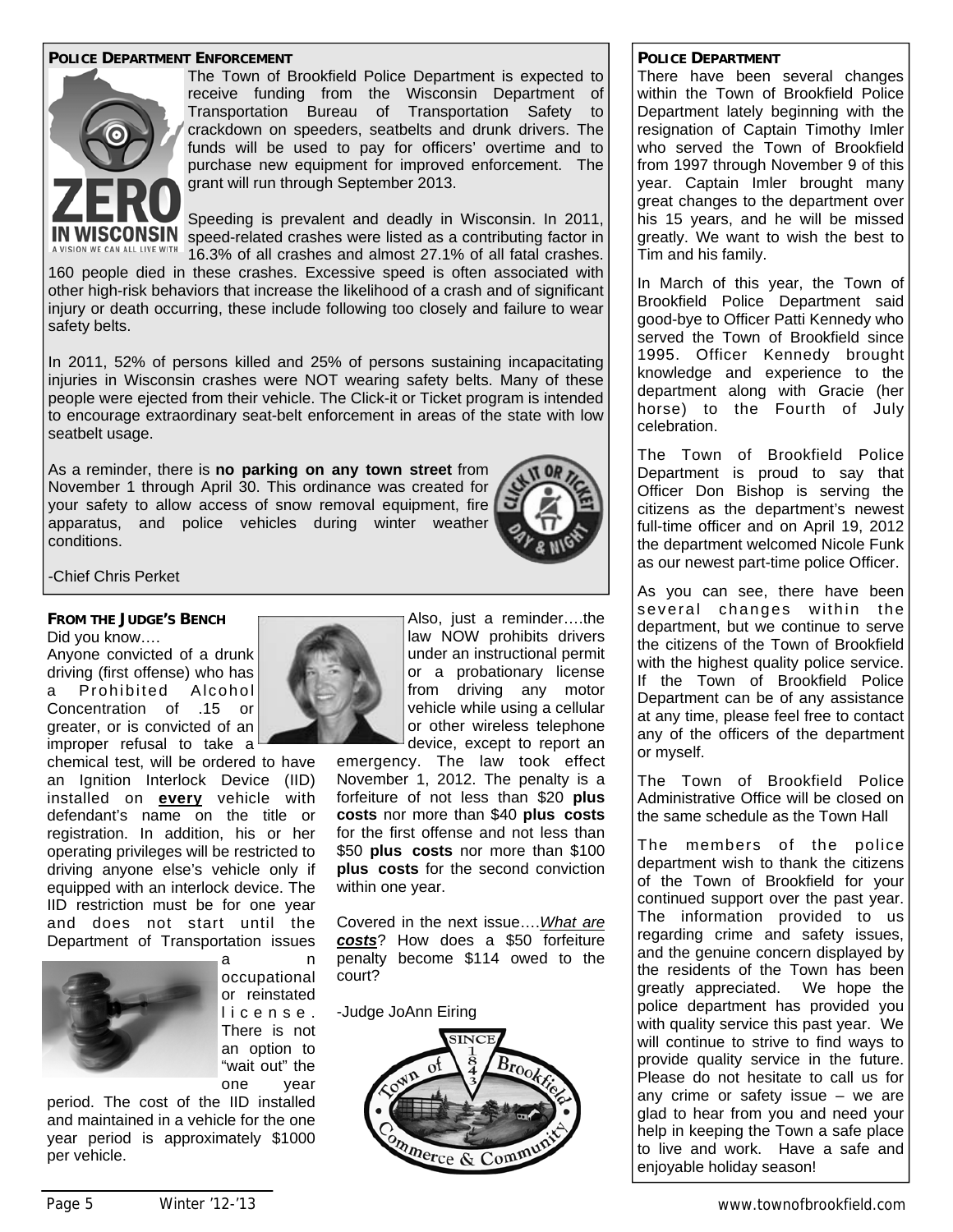## Police Department Enforcement

The Town of Brookfield Police Department is expected to receive funding from the Wisconsin Department of Transportation Bureau of Transportation Safety to crackdown on speeders, seatbelts and drunk drivers. The funds will be used to pay for officers' overtime and to purchase new equipment for improved enforcement. The grant will run through September 2013.

Speeding is prevalent and deadly in Wisconsin. In 2011, speed-related crashes were listed as a contributing factor in 16.3% of all crashes and almost 27.1% of all fatal crashes. 160 people died in these crashes. Excessive speed is often associated with other high-risk behaviors that increase the likelihood of a crash and of significant injury or death occurring, these include following too closely and failure to wear safety belts.

In 2011, 52% of persons killed and 25% of persons sustaining incapacitating injuries in Wisconsin crashes were NOT wearing safety belts. Many of these people were ejected from their vehicle. The Click-it or Ticket program is intended to encourage extraordinary seat-belt enforcement in areas of the state with low seatbelt usage.

As a reminder, there is **no parking on any town street** from November 1 through April 30. This ordinance was created for your safety to allow access of snow removal equipment, fire apparatus, and police vehicles during winter weather conditions.

-Chief Chris Perket

## From the Judge's Bench

Did you know….

Anyone convicted of a drunk driving (first offense) who has a Prohibited Alcohol Concentration of .15 or greater, or is convicted of an improper refusal to take a chemical test, will be ordered to have an Ignition Interlock Device (IID) installed on **every** vehicle with defendant's name on the title or registration. In addition, his or her operating privileges will be restricted to driving anyone else's vehicle only if equipped with an interlock device. The IID restriction must be for one year and does not start until the Department of Transportation issues an occupational or reinstated license. There is not an option to "wait out" the one year period. The cost of the IID installed and maintained in a vehicle for the one year period is approximately $1000 per vehicle.

Also, just a reminder….the law NOW prohibits drivers under an instructional permit or a probationary license from driving any motor vehicle while using a cellular or other wireless telephone device, except to report an emergency. The law took effect November 1, 2012. The penalty is a forfeiture of not less than $20 **plus costs** nor more than $40 **plus costs** for the first offense and not less than $50 **plus costs** nor more than $100 **plus costs** for the second conviction within one year.

Covered in the next issue….***What are costs***? How does a $50 forfeiture penalty become $114 owed to the court?

-Judge JoAnn Eiring

## Police Department

There have been several changes within the Town of Brookfield Police Department lately beginning with the resignation of Captain Timothy Imler who served the Town of Brookfield from 1997 through November 9 of this year. Captain Imler brought many great changes to the department over his 15 years, and he will be missed greatly. We want to wish the best to Tim and his family.

In March of this year, the Town of Brookfield Police Department said good-bye to Officer Patti Kennedy who served the Town of Brookfield since 1995. Officer Kennedy brought knowledge and experience to the department along with Gracie (her horse) to the Fourth of July celebration.

The Town of Brookfield Police Department is proud to say that Officer Don Bishop is serving the citizens as the department's newest full-time officer and on April 19, 2012 the department welcomed Nicole Funk as our newest part-time police Officer.

As you can see, there have been several changes within the department, but we continue to serve the citizens of the Town of Brookfield with the highest quality police service. If the Town of Brookfield Police Department can be of any assistance at any time, please feel free to contact any of the officers of the department or myself.

The Town of Brookfield Police Administrative Office will be closed on the same schedule as the Town Hall

The members of the police department wish to thank the citizens of the Town of Brookfield for your continued support over the past year. The information provided to us regarding crime and safety issues, and the genuine concern displayed by the residents of the Town has been greatly appreciated. We hope the police department has provided you with quality service this past year. We will continue to strive to find ways to provide quality service in the future. Please do not hesitate to call us for any crime or safety issue – we are glad to hear from you and need your help in keeping the Town a safe place to live and work. Have a safe and enjoyable holiday season!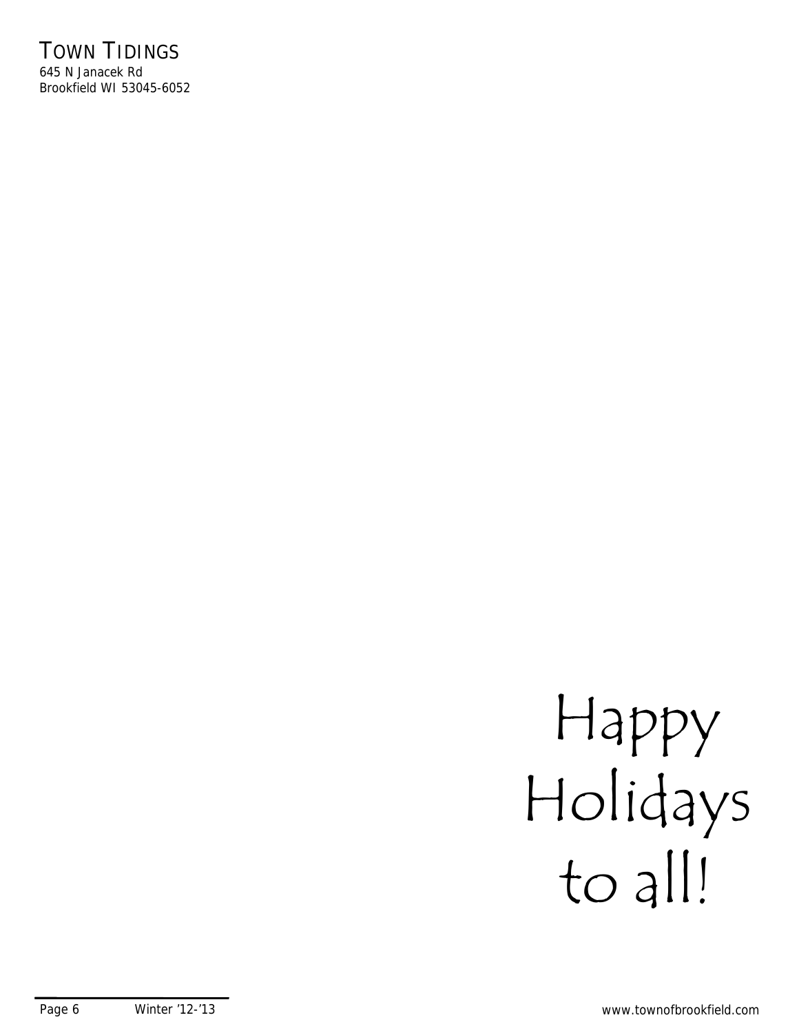TOWN TIDINGS
645 N Janacek Rd
Brookfield WI 53045-6052

Happy
Holidays
to all!